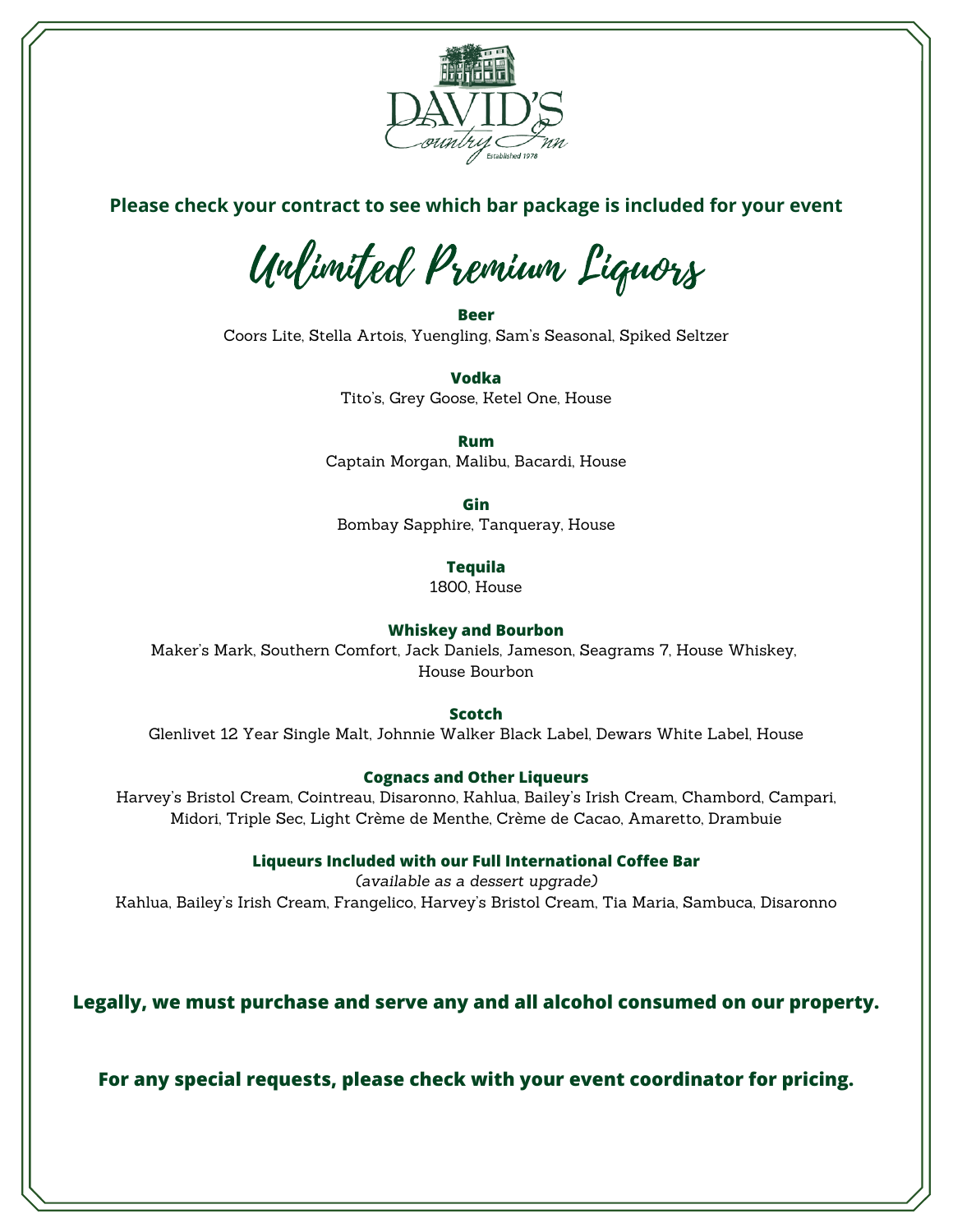DAVID'S Country Inn
Established 1978

**Please check your contract to see which bar package is included for your event**

# Unlimited Premium Liquors

**Beer**
Coors Lite, Stella Artois, Yuengling, Sam's Seasonal, Spiked Seltzer

**Vodka**
Tito's, Grey Goose, Ketel One, House

**Rum**
Captain Morgan, Malibu, Bacardi, House

**Gin**
Bombay Sapphire, Tanqueray, House

**Tequila**
1800, House

**Whiskey and Bourbon**
Maker's Mark, Southern Comfort, Jack Daniels, Jameson, Seagrams 7, House Whiskey, House Bourbon

**Scotch**
Glenlivet 12 Year Single Malt, Johnnie Walker Black Label, Dewars White Label, House

**Cognacs and Other Liqueurs**
Harvey's Bristol Cream, Cointreau, Disaronno, Kahlua, Bailey's Irish Cream, Chambord, Campari, Midori, Triple Sec, Light Crème de Menthe, Crème de Cacao, Amaretto, Drambuie

**Liqueurs Included with our Full International Coffee Bar**
*(available as a dessert upgrade)*
Kahlua, Bailey's Irish Cream, Frangelico, Harvey's Bristol Cream, Tia Maria, Sambuca, Disaronno

**Legally, we must purchase and serve any and all alcohol consumed on our property.**

**For any special requests, please check with your event coordinator for pricing.**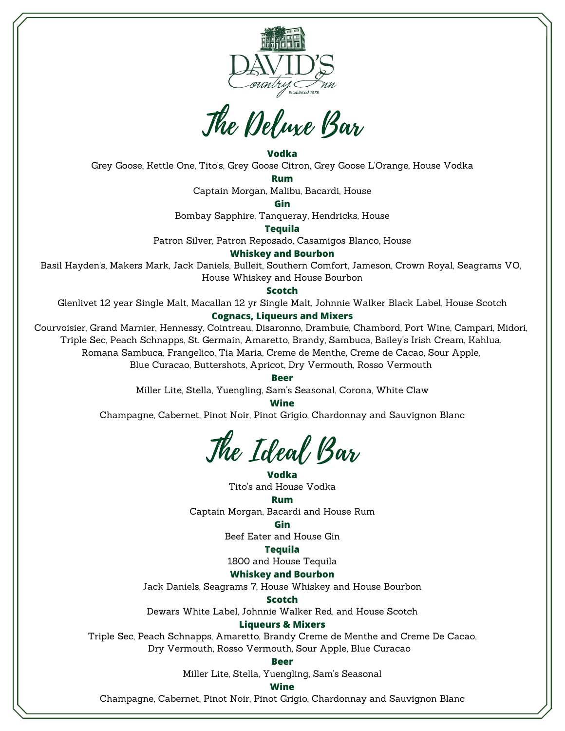DAVID'S Country Inn

Established 1978

# The Deluxe Bar

**Vodka**

Grey Goose, Kettle One, Tito's, Grey Goose Citron, Grey Goose L'Orange, House Vodka

**Rum**

Captain Morgan, Malibu, Bacardi, House

**Gin**

Bombay Sapphire, Tanqueray, Hendricks, House

**Tequila**

Patron Silver, Patron Reposado, Casamigos Blanco, House

**Whiskey and Bourbon**

Basil Hayden's, Makers Mark, Jack Daniels, Bulleit, Southern Comfort, Jameson, Crown Royal, Seagrams VO, House Whiskey and House Bourbon

**Scotch**

Glenlivet 12 year Single Malt, Macallan 12 yr Single Malt, Johnnie Walker Black Label, House Scotch

**Cognacs, Liqueurs and Mixers**

Courvoisier, Grand Marnier, Hennessy, Cointreau, Disaronno, Drambuie, Chambord, Port Wine, Campari, Midori, Triple Sec, Peach Schnapps, St. Germain, Amaretto, Brandy, Sambuca, Bailey's Irish Cream, Kahlua, Romana Sambuca, Frangelico, Tia Maria, Creme de Menthe, Creme de Cacao, Sour Apple, Blue Curacao, Buttershots, Apricot, Dry Vermouth, Rosso Vermouth

**Beer**

Miller Lite, Stella, Yuengling, Sam's Seasonal, Corona, White Claw

**Wine**

Champagne, Cabernet, Pinot Noir, Pinot Grigio, Chardonnay and Sauvignon Blanc

# The Ideal Bar

**Vodka**

Tito's and House Vodka

**Rum**

Captain Morgan, Bacardi and House Rum

**Gin**

Beef Eater and House Gin

**Tequila**

1800 and House Tequila

**Whiskey and Bourbon**

Jack Daniels, Seagrams 7, House Whiskey and House Bourbon

**Scotch**

Dewars White Label, Johnnie Walker Red, and House Scotch

**Liqueurs & Mixers**

Triple Sec, Peach Schnapps, Amaretto, Brandy Creme de Menthe and Creme De Cacao, Dry Vermouth, Rosso Vermouth, Sour Apple, Blue Curacao

**Beer**

Miller Lite, Stella, Yuengling, Sam's Seasonal

**Wine**

Champagne, Cabernet, Pinot Noir, Pinot Grigio, Chardonnay and Sauvignon Blanc